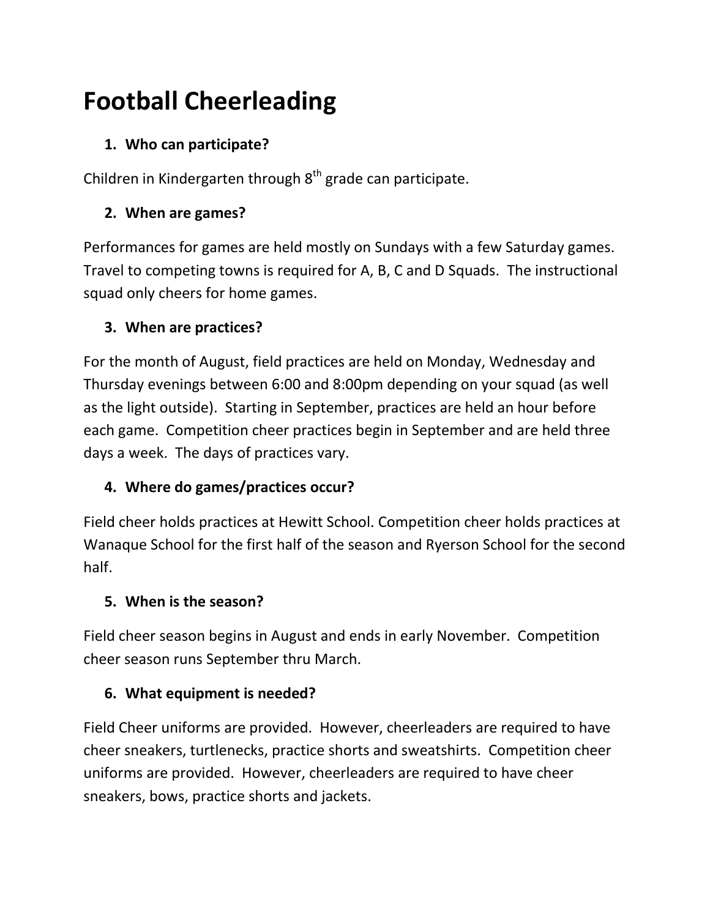# Football Cheerleading

1. **Who can participate?**

Children in Kindergarten through 8th grade can participate.

2. **When are games?**

Performances for games are held mostly on Sundays with a few Saturday games. Travel to competing towns is required for A, B, C and D Squads. The instructional squad only cheers for home games.

3. **When are practices?**

For the month of August, field practices are held on Monday, Wednesday and Thursday evenings between 6:00 and 8:00pm depending on your squad (as well as the light outside). Starting in September, practices are held an hour before each game. Competition cheer practices begin in September and are held three days a week. The days of practices vary.

4. **Where do games/practices occur?**

Field cheer holds practices at Hewitt School. Competition cheer holds practices at Wanaque School for the first half of the season and Ryerson School for the second half.

5. **When is the season?**

Field cheer season begins in August and ends in early November. Competition cheer season runs September thru March.

6. **What equipment is needed?**

Field Cheer uniforms are provided. However, cheerleaders are required to have cheer sneakers, turtlenecks, practice shorts and sweatshirts. Competition cheer uniforms are provided. However, cheerleaders are required to have cheer sneakers, bows, practice shorts and jackets.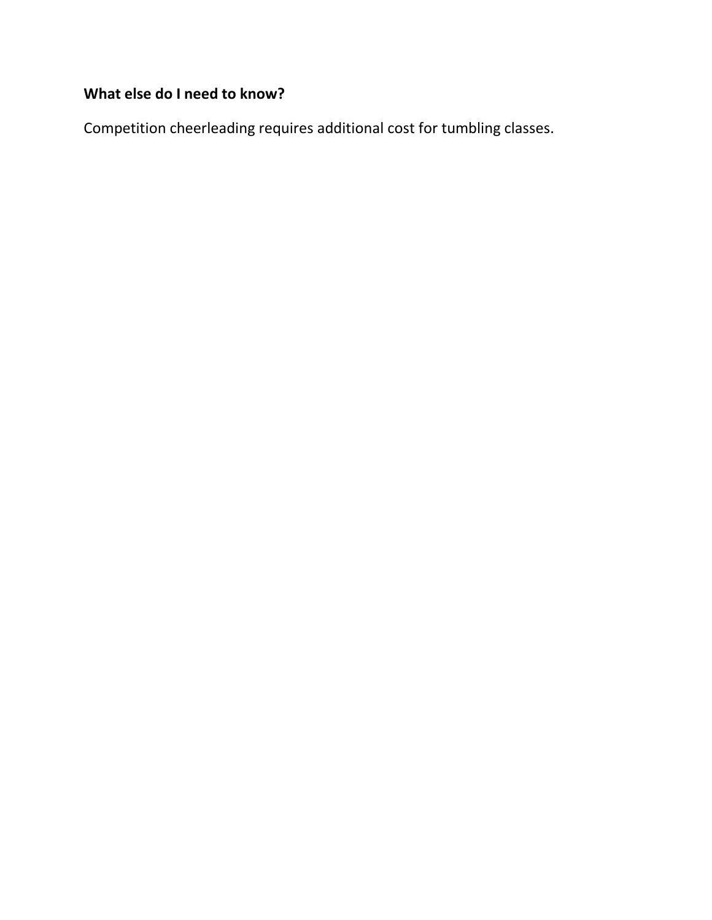**What else do I need to know?**

Competition cheerleading requires additional cost for tumbling classes.